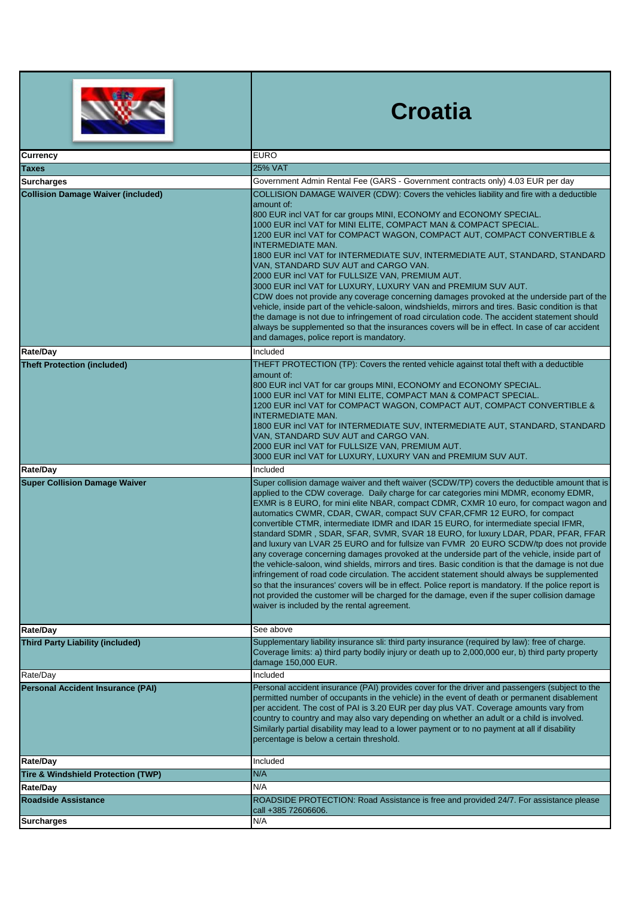# Croatia

| | |
|---|---|
| **Currency** | EURO |
| **Taxes** | 25% VAT |
| **Surcharges** | Government Admin Rental Fee (GARS - Government contracts only) 4.03 EUR per day |
| **Collision Damage Waiver (included)** | COLLISION DAMAGE WAIVER (CDW): Covers the vehicles liability and fire with a deductible amount of:<br>800 EUR incl VAT for car groups MINI, ECONOMY and ECONOMY SPECIAL.<br>1000 EUR incl VAT for MINI ELITE, COMPACT MAN & COMPACT SPECIAL.<br>1200 EUR incl VAT for COMPACT WAGON, COMPACT AUT, COMPACT CONVERTIBLE & INTERMEDIATE MAN.<br>1800 EUR incl VAT for INTERMEDIATE SUV, INTERMEDIATE AUT, STANDARD, STANDARD VAN, STANDARD SUV AUT and CARGO VAN.<br>2000 EUR incl VAT for FULLSIZE VAN, PREMIUM AUT.<br>3000 EUR incl VAT for LUXURY, LUXURY VAN and PREMIUM SUV AUT.<br>CDW does not provide any coverage concerning damages provoked at the underside part of the vehicle, inside part of the vehicle-saloon, windshields, mirrors and tires. Basic condition is that the damage is not due to infringement of road circulation code. The accident statement should always be supplemented so that the insurances covers will be in effect. In case of car accident and damages, police report is mandatory. |
| **Rate/Day** | Included |
| **Theft Protection (included)** | THEFT PROTECTION (TP): Covers the rented vehicle against total theft with a deductible amount of:<br>800 EUR incl VAT for car groups MINI, ECONOMY and ECONOMY SPECIAL.<br>1000 EUR incl VAT for MINI ELITE, COMPACT MAN & COMPACT SPECIAL.<br>1200 EUR incl VAT for COMPACT WAGON, COMPACT AUT, COMPACT CONVERTIBLE & INTERMEDIATE MAN.<br>1800 EUR incl VAT for INTERMEDIATE SUV, INTERMEDIATE AUT, STANDARD, STANDARD VAN, STANDARD SUV AUT and CARGO VAN.<br>2000 EUR incl VAT for FULLSIZE VAN, PREMIUM AUT.<br>3000 EUR incl VAT for LUXURY, LUXURY VAN and PREMIUM SUV AUT. |
| **Rate/Day** | Included |
| **Super Collision Damage Waiver** | Super collision damage waiver and theft waiver (SCDW/TP) covers the deductible amount that is applied to the CDW coverage. Daily charge for car categories mini MDMR, economy EDMR, EXMR is 8 EURO, for mini elite NBAR, compact CDMR, CXMR 10 euro, for compact wagon and automatics CWMR, CDAR, CWAR, compact SUV CFAR,CFMR 12 EURO, for compact convertible CTMR, intermediate IDMR and IDAR 15 EURO, for intermediate special IFMR, standard SDMR , SDAR, SFAR, SVMR, SVAR 18 EURO, for luxury LDAR, PDAR, PFAR, FFAR and luxury van LVAR 25 EURO and for fullsize van FVMR 20 EURO SCDW/tp does not provide any coverage concerning damages provoked at the underside part of the vehicle, inside part of the vehicle-saloon, wind shields, mirrors and tires. Basic condition is that the damage is not due infringement of road code circulation. The accident statement should always be supplemented so that the insurances' covers will be in effect. Police report is mandatory. If the police report is not provided the customer will be charged for the damage, even if the super collision damage waiver is included by the rental agreement. |
| **Rate/Day** | See above |
| **Third Party Liability (included)** | Supplementary liability insurance sli: third party insurance (required by law): free of charge. Coverage limits: a) third party bodily injury or death up to 2,000,000 eur, b) third party property damage 150,000 EUR. |
| Rate/Day | Included |
| **Personal Accident Insurance (PAI)** | Personal accident insurance (PAI) provides cover for the driver and passengers (subject to the permitted number of occupants in the vehicle) in the event of death or permanent disablement per accident. The cost of PAI is 3.20 EUR per day plus VAT. Coverage amounts vary from country to country and may also vary depending on whether an adult or a child is involved. Similarly partial disability may lead to a lower payment or to no payment at all if disability percentage is below a certain threshold. |
| **Rate/Day** | Included |
| **Tire & Windshield Protection (TWP)** | N/A |
| **Rate/Day** | N/A |
| **Roadside Assistance** | ROADSIDE PROTECTION: Road Assistance is free and provided 24/7. For assistance please call +385 72606606. |
| **Surcharges** | N/A |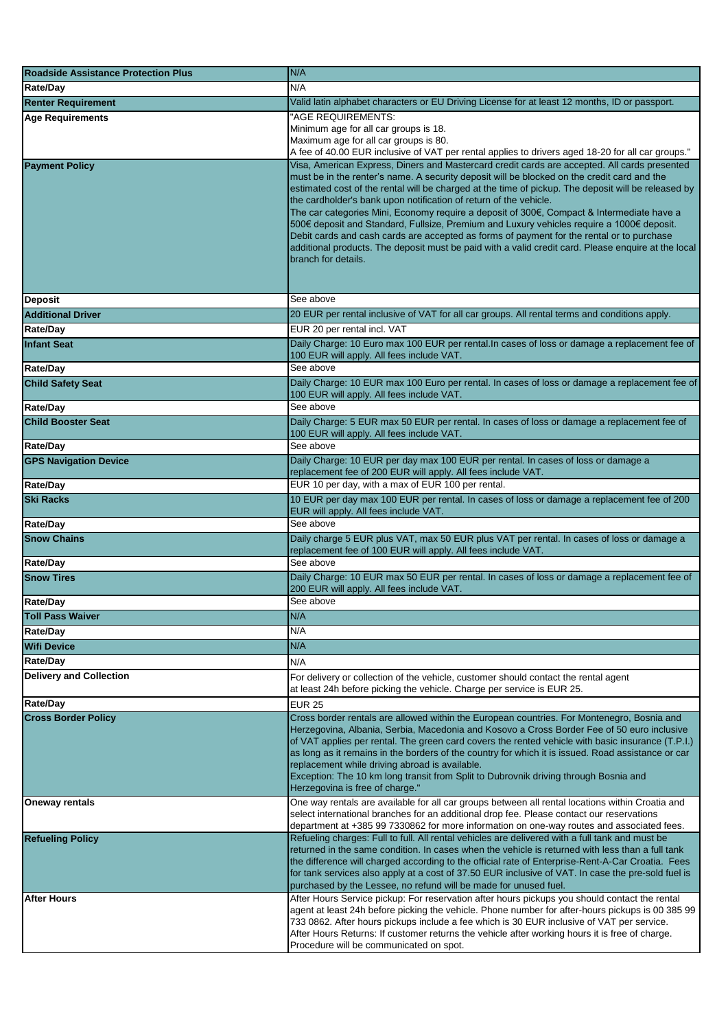| | |
|---|---|
| **Roadside Assistance Protection Plus** | N/A |
| **Rate/Day** | N/A |
| **Renter Requirement** | Valid latin alphabet characters or EU Driving License for at least 12 months, ID or passport. |
| **Age Requirements** | "AGE REQUIREMENTS:<br>Minimum age for all car groups is 18.<br>Maximum age for all car groups is 80.<br>A fee of 40.00 EUR inclusive of VAT per rental applies to drivers aged 18-20 for all car groups." |
| **Payment Policy** | Visa, American Express, Diners and Mastercard credit cards are accepted. All cards presented must be in the renter's name. A security deposit will be blocked on the credit card and the estimated cost of the rental will be charged at the time of pickup. The deposit will be released by the cardholder's bank upon notification of return of the vehicle.<br>The car categories Mini, Economy require a deposit of 300€, Compact & Intermediate have a 500€ deposit and Standard, Fullsize, Premium and Luxury vehicles require a 1000€ deposit.<br>Debit cards and cash cards are accepted as forms of payment for the rental or to purchase additional products. The deposit must be paid with a valid credit card. Please enquire at the local branch for details. |
| **Deposit** | See above |
| **Additional Driver** | 20 EUR per rental inclusive of VAT for all car groups. All rental terms and conditions apply. |
| **Rate/Day** | EUR 20 per rental incl. VAT |
| **Infant Seat** | Daily Charge: 10 Euro max 100 EUR per rental.In cases of loss or damage a replacement fee of 100 EUR will apply. All fees include VAT. |
| **Rate/Day** | See above |
| **Child Safety Seat** | Daily Charge: 10 EUR max 100 Euro per rental. In cases of loss or damage a replacement fee of 100 EUR will apply. All fees include VAT. |
| **Rate/Day** | See above |
| **Child Booster Seat** | Daily Charge: 5 EUR max 50 EUR per rental. In cases of loss or damage a replacement fee of 100 EUR will apply. All fees include VAT. |
| **Rate/Day** | See above |
| **GPS Navigation Device** | Daily Charge: 10 EUR per day max 100 EUR per rental. In cases of loss or damage a replacement fee of 200 EUR will apply. All fees include VAT. |
| **Rate/Day** | EUR 10 per day, with a max of EUR 100 per rental. |
| **Ski Racks** | 10 EUR per day max 100 EUR per rental. In cases of loss or damage a replacement fee of 200 EUR will apply. All fees include VAT. |
| **Rate/Day** | See above |
| **Snow Chains** | Daily charge 5 EUR plus VAT, max 50 EUR plus VAT per rental. In cases of loss or damage a replacement fee of 100 EUR will apply. All fees include VAT. |
| **Rate/Day** | See above |
| **Snow Tires** | Daily Charge: 10 EUR max 50 EUR per rental. In cases of loss or damage a replacement fee of 200 EUR will apply. All fees include VAT. |
| **Rate/Day** | See above |
| **Toll Pass Waiver** | N/A |
| **Rate/Day** | N/A |
| **Wifi Device** | N/A |
| **Rate/Day** | N/A |
| **Delivery and Collection** | For delivery or collection of the vehicle, customer should contact the rental agent at least 24h before picking the vehicle. Charge per service is EUR 25. |
| **Rate/Day** | EUR 25 |
| **Cross Border Policy** | Cross border rentals are allowed within the European countries. For Montenegro, Bosnia and Herzegovina, Albania, Serbia, Macedonia and Kosovo a Cross Border Fee of 50 euro inclusive of VAT applies per rental. The green card covers the rented vehicle with basic insurance (T.P.I.) as long as it remains in the borders of the country for which it is issued. Road assistance or car replacement while driving abroad is available.<br>Exception: The 10 km long transit from Split to Dubrovnik driving through Bosnia and Herzegovina is free of charge." |
| **Oneway rentals** | One way rentals are available for all car groups between all rental locations within Croatia and select international branches for an additional drop fee. Please contact our reservations department at +385 99 7330862 for more information on one-way routes and associated fees. |
| **Refueling Policy** | Refueling charges: Full to full. All rental vehicles are delivered with a full tank and must be returned in the same condition. In cases when the vehicle is returned with less than a full tank the difference will charged according to the official rate of Enterprise-Rent-A-Car Croatia. Fees for tank services also apply at a cost of 37.50 EUR inclusive of VAT. In case the pre-sold fuel is purchased by the Lessee, no refund will be made for unused fuel. |
| **After Hours** | After Hours Service pickup: For reservation after hours pickups you should contact the rental agent at least 24h before picking the vehicle. Phone number for after-hours pickups is 00 385 99 733 0862. After hours pickups include a fee which is 30 EUR inclusive of VAT per service.<br>After Hours Returns: If customer returns the vehicle after working hours it is free of charge. Procedure will be communicated on spot. |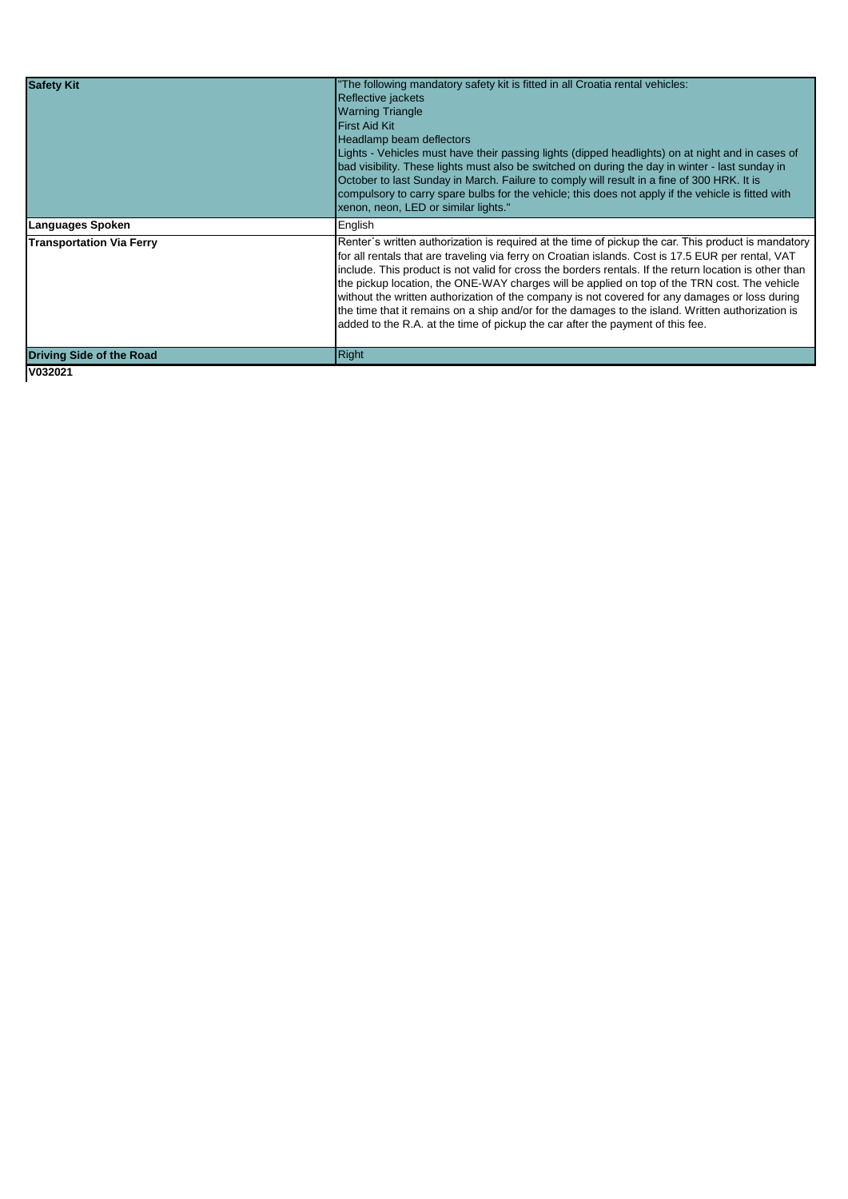| | |
|---|---|
| **Safety Kit** | "The following mandatory safety kit is fitted in all Croatia rental vehicles:<br>Reflective jackets<br>Warning Triangle<br>First Aid Kit<br>Headlamp beam deflectors<br>Lights - Vehicles must have their passing lights (dipped headlights) on at night and in cases of bad visibility. These lights must also be switched on during the day in winter - last sunday in October to last Sunday in March. Failure to comply will result in a fine of 300 HRK. It is compulsory to carry spare bulbs for the vehicle; this does not apply if the vehicle is fitted with xenon, neon, LED or similar lights." |
| **Languages Spoken** | English |
| **Transportation Via Ferry** | Renter´s written authorization is required at the time of pickup the car. This product is mandatory for all rentals that are traveling via ferry on Croatian islands. Cost is 17.5 EUR per rental, VAT include. This product is not valid for cross the borders rentals. If the return location is other than the pickup location, the ONE-WAY charges will be applied on top of the TRN cost. The vehicle without the written authorization of the company is not covered for any damages or loss during the time that it remains on a ship and/or for the damages to the island. Written authorization is added to the R.A. at the time of pickup the car after the payment of this fee. |
| **Driving Side of the Road** | Right |

**V032021**